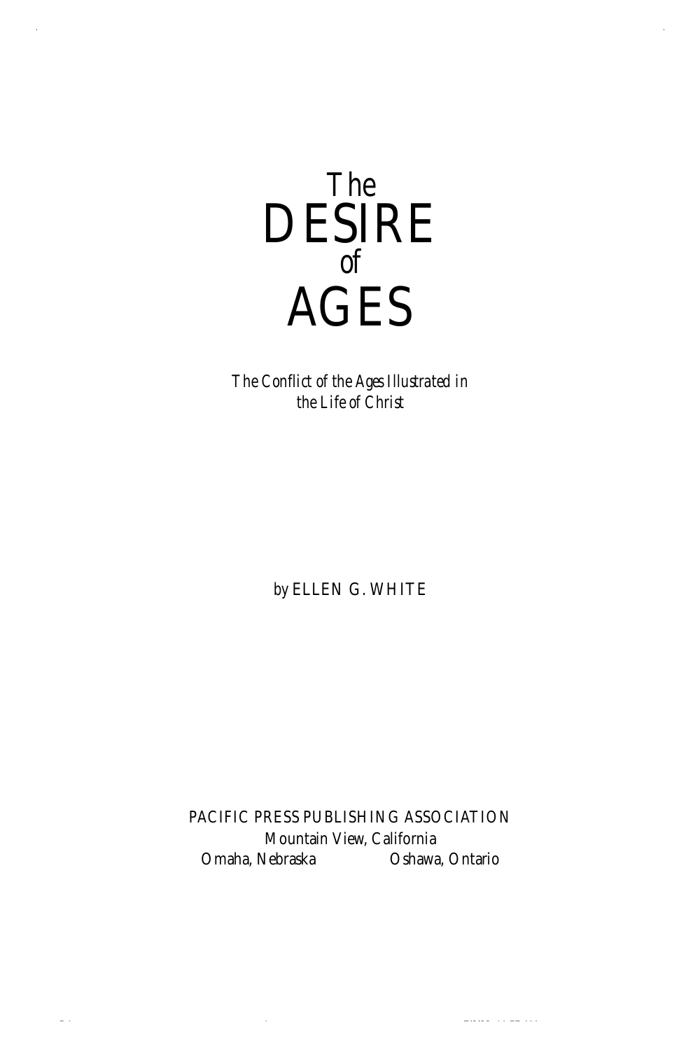# The DESIRE of AGES

*The Conflict of the Ages Illustrated in the Life of Christ*

*by* ELLEN G. WHITE

PACIFIC PRESS PUBLISHING ASSOCIATION
Mountain View, California
Omaha, Nebraska Oshawa, Ontario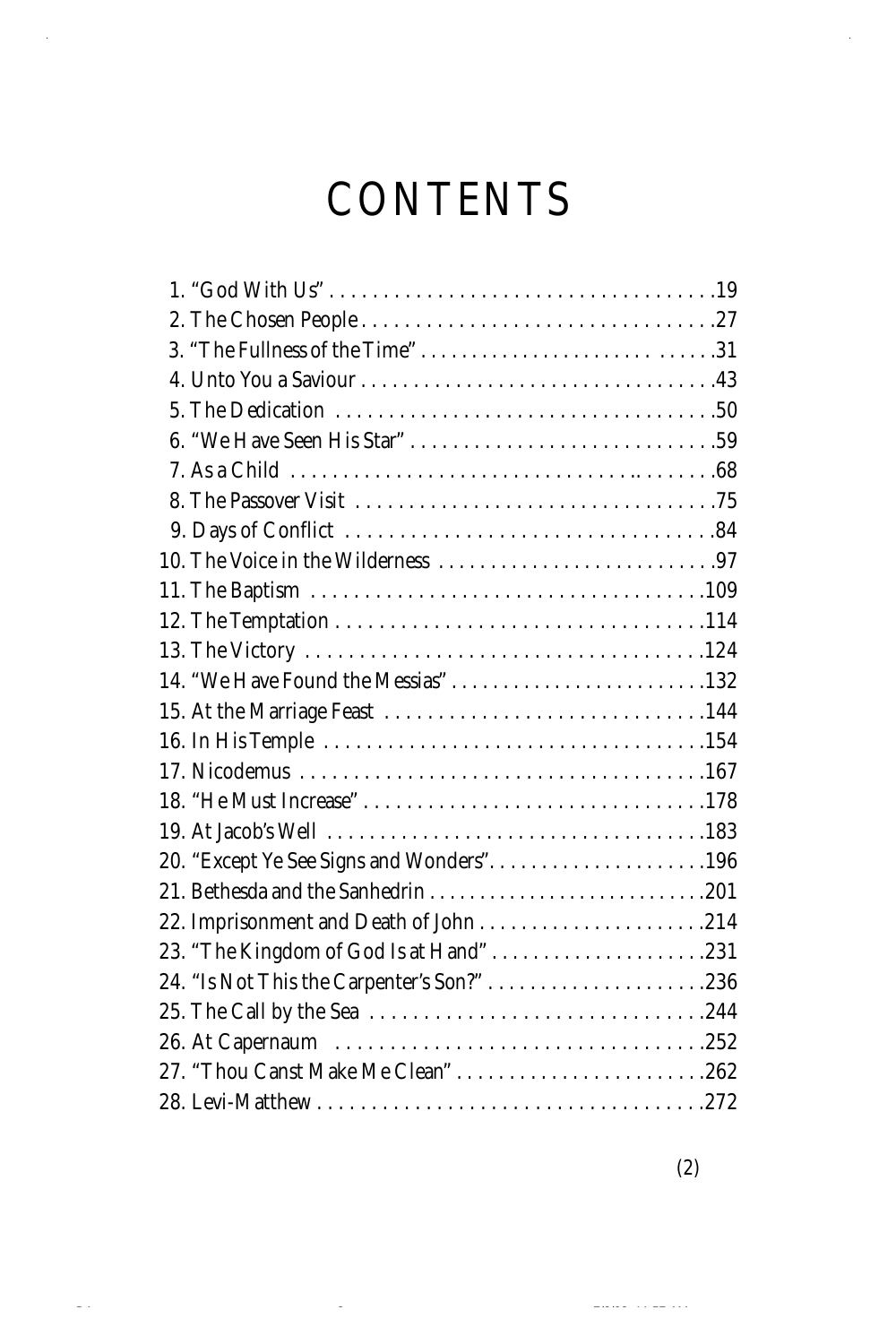# CONTENTS

1. "God With Us" . . . . . . . . . . . . . . . . . . . . . . . . . . . . . . . . . . . .19
2. The Chosen People . . . . . . . . . . . . . . . . . . . . . . . . . . . . . . . . .27
3. "The Fullness of the Time" . . . . . . . . . . . . . . . . . . . . . . . . . . . .31
4. Unto You a Saviour . . . . . . . . . . . . . . . . . . . . . . . . . . . . . . . . .43
5. The Dedication . . . . . . . . . . . . . . . . . . . . . . . . . . . . . . . . . . .50
6. "We Have Seen His Star" . . . . . . . . . . . . . . . . . . . . . . . . . . . .59
7. As a Child . . . . . . . . . . . . . . . . . . . . . . . . . . . . . . . . . . . . . .68
8. The Passover Visit . . . . . . . . . . . . . . . . . . . . . . . . . . . . . . . . .75
9. Days of Conflict . . . . . . . . . . . . . . . . . . . . . . . . . . . . . . . . . .84
10. The Voice in the Wilderness . . . . . . . . . . . . . . . . . . . . . . . . . .97
11. The Baptism . . . . . . . . . . . . . . . . . . . . . . . . . . . . . . . . . . . .109
12. The Temptation . . . . . . . . . . . . . . . . . . . . . . . . . . . . . . . . . .114
13. The Victory . . . . . . . . . . . . . . . . . . . . . . . . . . . . . . . . . . . .124
14. "We Have Found the Messias" . . . . . . . . . . . . . . . . . . . . . . . .132
15. At the Marriage Feast . . . . . . . . . . . . . . . . . . . . . . . . . . . . .144
16. In His Temple . . . . . . . . . . . . . . . . . . . . . . . . . . . . . . . . . . .154
17. Nicodemus . . . . . . . . . . . . . . . . . . . . . . . . . . . . . . . . . . . . .167
18. "He Must Increase" . . . . . . . . . . . . . . . . . . . . . . . . . . . . . . .178
19. At Jacob's Well . . . . . . . . . . . . . . . . . . . . . . . . . . . . . . . . . .183
20. "Except Ye See Signs and Wonders" . . . . . . . . . . . . . . . . . . . .196
21. Bethesda and the Sanhedrin . . . . . . . . . . . . . . . . . . . . . . . . . .201
22. Imprisonment and Death of John . . . . . . . . . . . . . . . . . . . . . .214
23. "The Kingdom of God Is at Hand" . . . . . . . . . . . . . . . . . . . . .231
24. "Is Not This the Carpenter's Son?" . . . . . . . . . . . . . . . . . . . . .236
25. The Call by the Sea . . . . . . . . . . . . . . . . . . . . . . . . . . . . . . .244
26. At Capernaum . . . . . . . . . . . . . . . . . . . . . . . . . . . . . . . . . . .252
27. "Thou Canst Make Me Clean" . . . . . . . . . . . . . . . . . . . . . . . .262
28. Levi-Matthew . . . . . . . . . . . . . . . . . . . . . . . . . . . . . . . . . . .272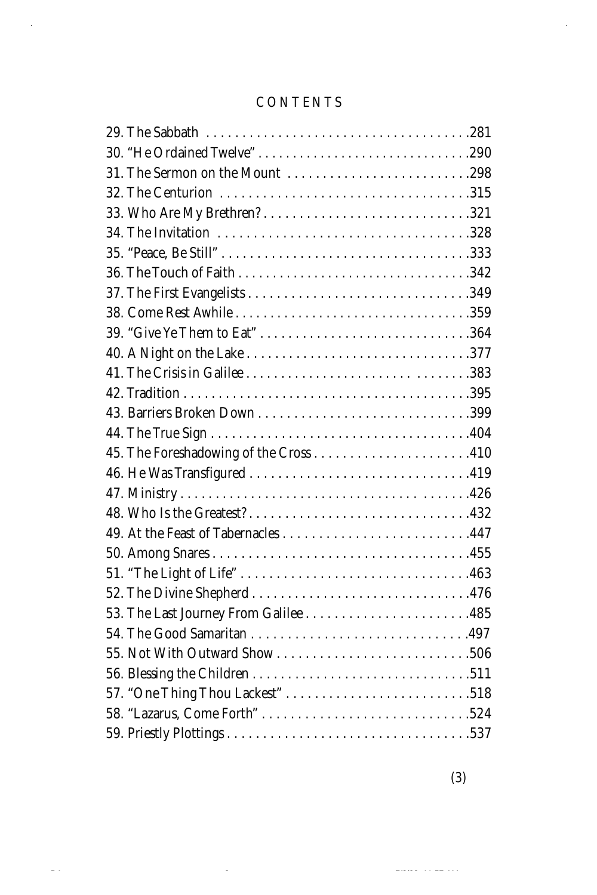CONTENTS

29. The Sabbath . . . . . . . . . . . . . . . . . . . . . . . . . . . . . . . . . . . . .281
30. "He Ordained Twelve" . . . . . . . . . . . . . . . . . . . . . . . . . . . . . .290
31. The Sermon on the Mount . . . . . . . . . . . . . . . . . . . . . . . . . .298
32. The Centurion . . . . . . . . . . . . . . . . . . . . . . . . . . . . . . . . . . .315
33. Who Are My Brethren? . . . . . . . . . . . . . . . . . . . . . . . . . . . .321
34. The Invitation . . . . . . . . . . . . . . . . . . . . . . . . . . . . . . . . . . .328
35. "Peace, Be Still" . . . . . . . . . . . . . . . . . . . . . . . . . . . . . . . . . .333
36. The Touch of Faith . . . . . . . . . . . . . . . . . . . . . . . . . . . . . . . .342
37. The First Evangelists . . . . . . . . . . . . . . . . . . . . . . . . . . . . . .349
38. Come Rest Awhile . . . . . . . . . . . . . . . . . . . . . . . . . . . . . . . .359
39. "Give Ye Them to Eat" . . . . . . . . . . . . . . . . . . . . . . . . . . . . .364
40. A Night on the Lake . . . . . . . . . . . . . . . . . . . . . . . . . . . . . . .377
41. The Crisis in Galilee . . . . . . . . . . . . . . . . . . . . . . . . . . . . . . .383
42. Tradition . . . . . . . . . . . . . . . . . . . . . . . . . . . . . . . . . . . . . . . .395
43. Barriers Broken Down . . . . . . . . . . . . . . . . . . . . . . . . . . . . .399
44. The True Sign . . . . . . . . . . . . . . . . . . . . . . . . . . . . . . . . . . . .404
45. The Foreshadowing of the Cross . . . . . . . . . . . . . . . . . . . . .410
46. He Was Transfigured . . . . . . . . . . . . . . . . . . . . . . . . . . . . . .419
47. Ministry . . . . . . . . . . . . . . . . . . . . . . . . . . . . . . . . . . . . . . . .426
48. Who Is the Greatest? . . . . . . . . . . . . . . . . . . . . . . . . . . . . . .432
49. At the Feast of Tabernacles . . . . . . . . . . . . . . . . . . . . . . . . .447
50. Among Snares . . . . . . . . . . . . . . . . . . . . . . . . . . . . . . . . . . .455
51. "The Light of Life" . . . . . . . . . . . . . . . . . . . . . . . . . . . . . . . .463
52. The Divine Shepherd . . . . . . . . . . . . . . . . . . . . . . . . . . . . . .476
53. The Last Journey From Galilee . . . . . . . . . . . . . . . . . . . . . .485
54. The Good Samaritan . . . . . . . . . . . . . . . . . . . . . . . . . . . . . .497
55. Not With Outward Show . . . . . . . . . . . . . . . . . . . . . . . . . . .506
56. Blessing the Children . . . . . . . . . . . . . . . . . . . . . . . . . . . . . .511
57. "One Thing Thou Lackest" . . . . . . . . . . . . . . . . . . . . . . . . . .518
58. "Lazarus, Come Forth" . . . . . . . . . . . . . . . . . . . . . . . . . . . . .524
59. Priestly Plottings . . . . . . . . . . . . . . . . . . . . . . . . . . . . . . . . .537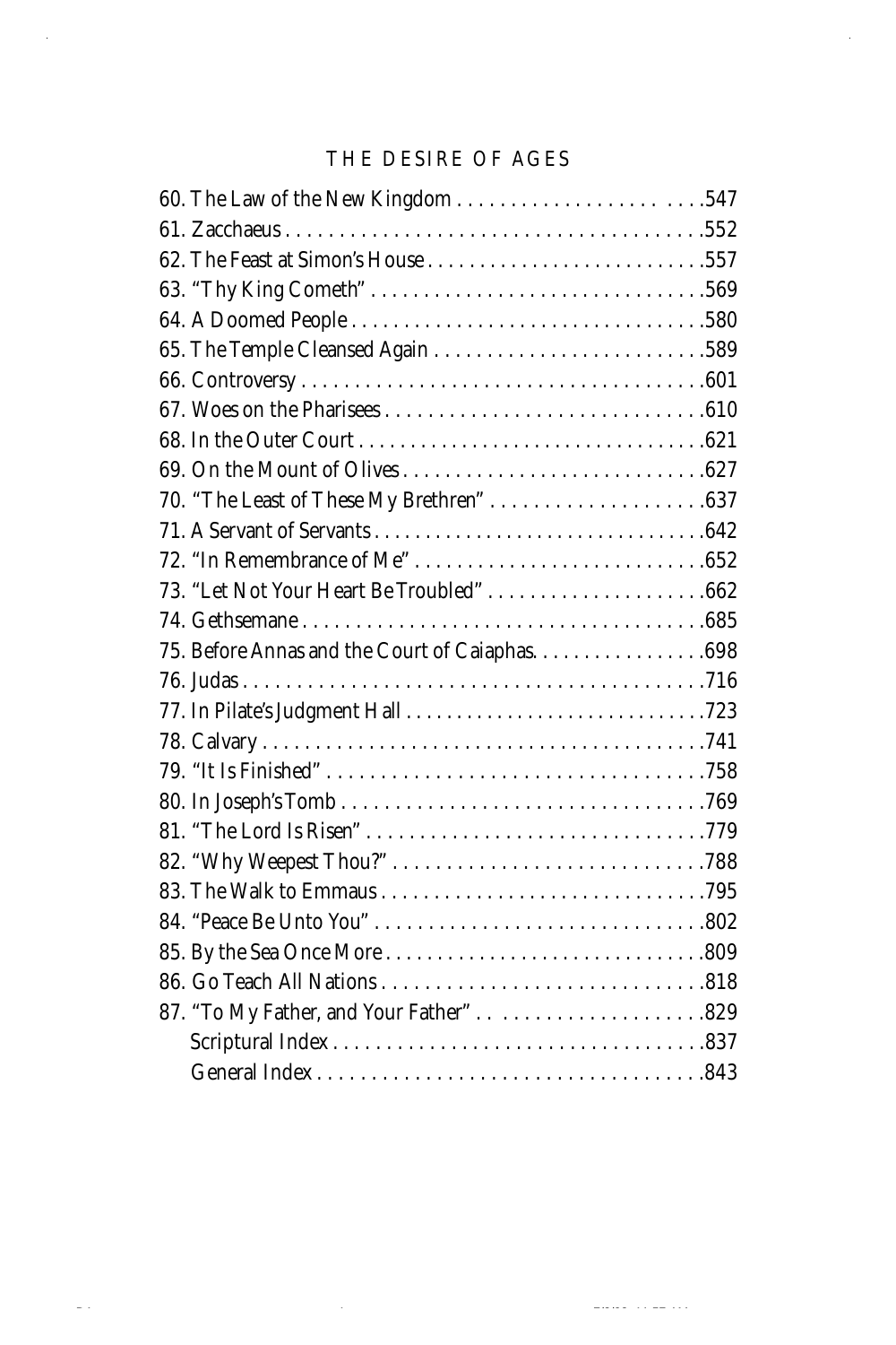60. The Law of the New Kingdom . . . . . . . . . . . . . . . . . . . . . . .547
61. Zacchaeus . . . . . . . . . . . . . . . . . . . . . . . . . . . . . . . . . . . . . . .552
62. The Feast at Simon's House . . . . . . . . . . . . . . . . . . . . . . . . . .557
63. "Thy King Cometh" . . . . . . . . . . . . . . . . . . . . . . . . . . . . . . . .569
64. A Doomed People . . . . . . . . . . . . . . . . . . . . . . . . . . . . . . . . .580
65. The Temple Cleansed Again . . . . . . . . . . . . . . . . . . . . . . . . . .589
66. Controversy . . . . . . . . . . . . . . . . . . . . . . . . . . . . . . . . . . . . .601
67. Woes on the Pharisees . . . . . . . . . . . . . . . . . . . . . . . . . . . . . .610
68. In the Outer Court . . . . . . . . . . . . . . . . . . . . . . . . . . . . . . . . .621
69. On the Mount of Olives . . . . . . . . . . . . . . . . . . . . . . . . . . . . .627
70. "The Least of These My Brethren" . . . . . . . . . . . . . . . . . . . .637
71. A Servant of Servants . . . . . . . . . . . . . . . . . . . . . . . . . . . . . . .642
72. "In Remembrance of Me" . . . . . . . . . . . . . . . . . . . . . . . . . . . .652
73. "Let Not Your Heart Be Troubled" . . . . . . . . . . . . . . . . . . . . .662
74. Gethsemane . . . . . . . . . . . . . . . . . . . . . . . . . . . . . . . . . . . . .685
75. Before Annas and the Court of Caiaphas. . . . . . . . . . . . . . . . .698
76. Judas . . . . . . . . . . . . . . . . . . . . . . . . . . . . . . . . . . . . . . . . . .716
77. In Pilate's Judgment Hall . . . . . . . . . . . . . . . . . . . . . . . . . . . .723
78. Calvary . . . . . . . . . . . . . . . . . . . . . . . . . . . . . . . . . . . . . . . . .741
79. "It Is Finished" . . . . . . . . . . . . . . . . . . . . . . . . . . . . . . . . . . .758
80. In Joseph's Tomb . . . . . . . . . . . . . . . . . . . . . . . . . . . . . . . . . .769
81. "The Lord Is Risen" . . . . . . . . . . . . . . . . . . . . . . . . . . . . . . . .779
82. "Why Weepest Thou?" . . . . . . . . . . . . . . . . . . . . . . . . . . . . . .788
83. The Walk to Emmaus . . . . . . . . . . . . . . . . . . . . . . . . . . . . . . .795
84. "Peace Be Unto You" . . . . . . . . . . . . . . . . . . . . . . . . . . . . . . .802
85. By the Sea Once More . . . . . . . . . . . . . . . . . . . . . . . . . . . . . .809
86. Go Teach All Nations . . . . . . . . . . . . . . . . . . . . . . . . . . . . . . .818
87. "To My Father, and Your Father" . . . . . . . . . . . . . . . . . . . . .829
Scriptural Index . . . . . . . . . . . . . . . . . . . . . . . . . . . . . . . . . . .837
General Index . . . . . . . . . . . . . . . . . . . . . . . . . . . . . . . . . . . .843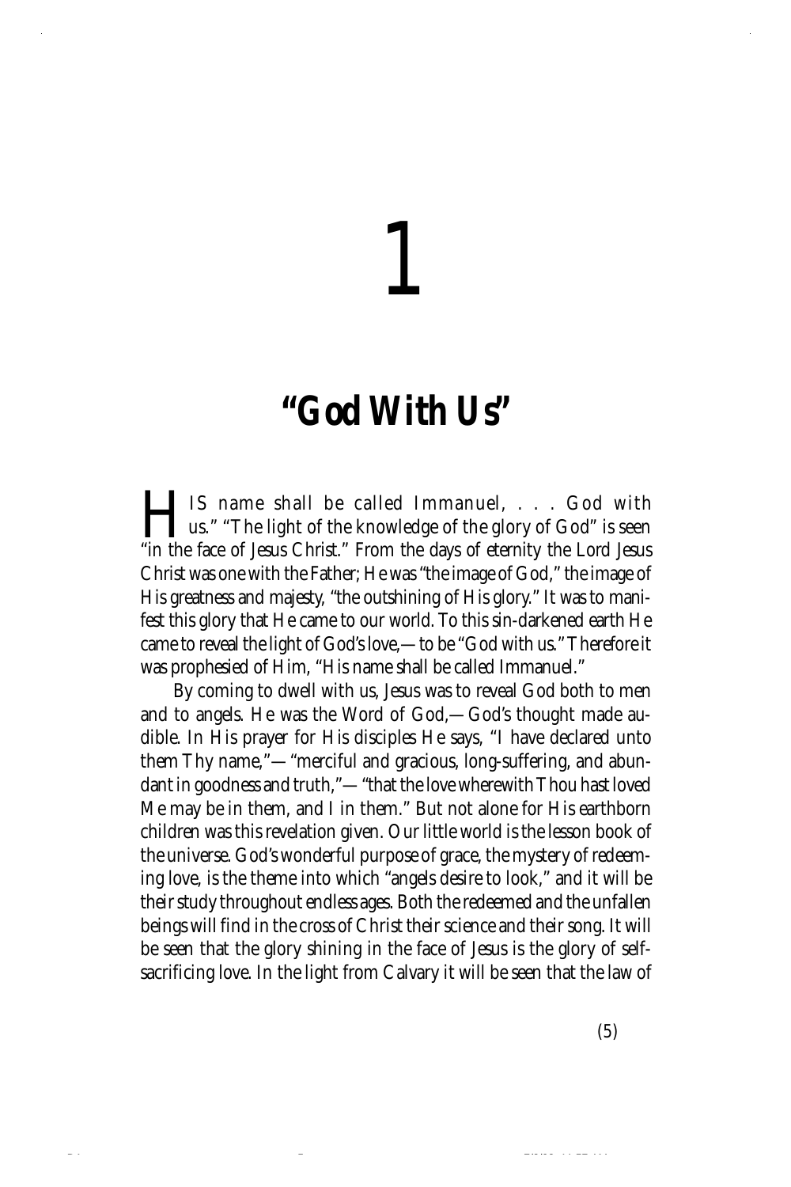# 1

## "God With Us"

"His name shall be called Immanuel, . . . God with us." "The light of the knowledge of the glory of God" is seen "in the face of Jesus Christ." From the days of eternity the Lord Jesus Christ was one with the Father; He was "the image of God," the image of His greatness and majesty, "the outshining of His glory." It was to manifest this glory that He came to our world. To this sin-darkened earth He came to reveal the light of God's love,—to be "God with us." Therefore it was prophesied of Him, "His name shall be called Immanuel."

By coming to dwell with us, Jesus was to reveal God both to men and to angels. He was the Word of God,—God's thought made audible. In His prayer for His disciples He says, "I have declared unto them Thy name,"—"merciful and gracious, long-suffering, and abundant in goodness and truth,"—"that the love wherewith Thou hast loved Me may be in them, and I in them." But not alone for His earthborn children was this revelation given. Our little world is the lesson book of the universe. God's wonderful purpose of grace, the mystery of redeeming love, is the theme into which "angels desire to look," and it will be their study throughout endless ages. Both the redeemed and the unfallen beings will find in the cross of Christ their science and their song. It will be seen that the glory shining in the face of Jesus is the glory of self-sacrificing love. In the light from Calvary it will be seen that the law of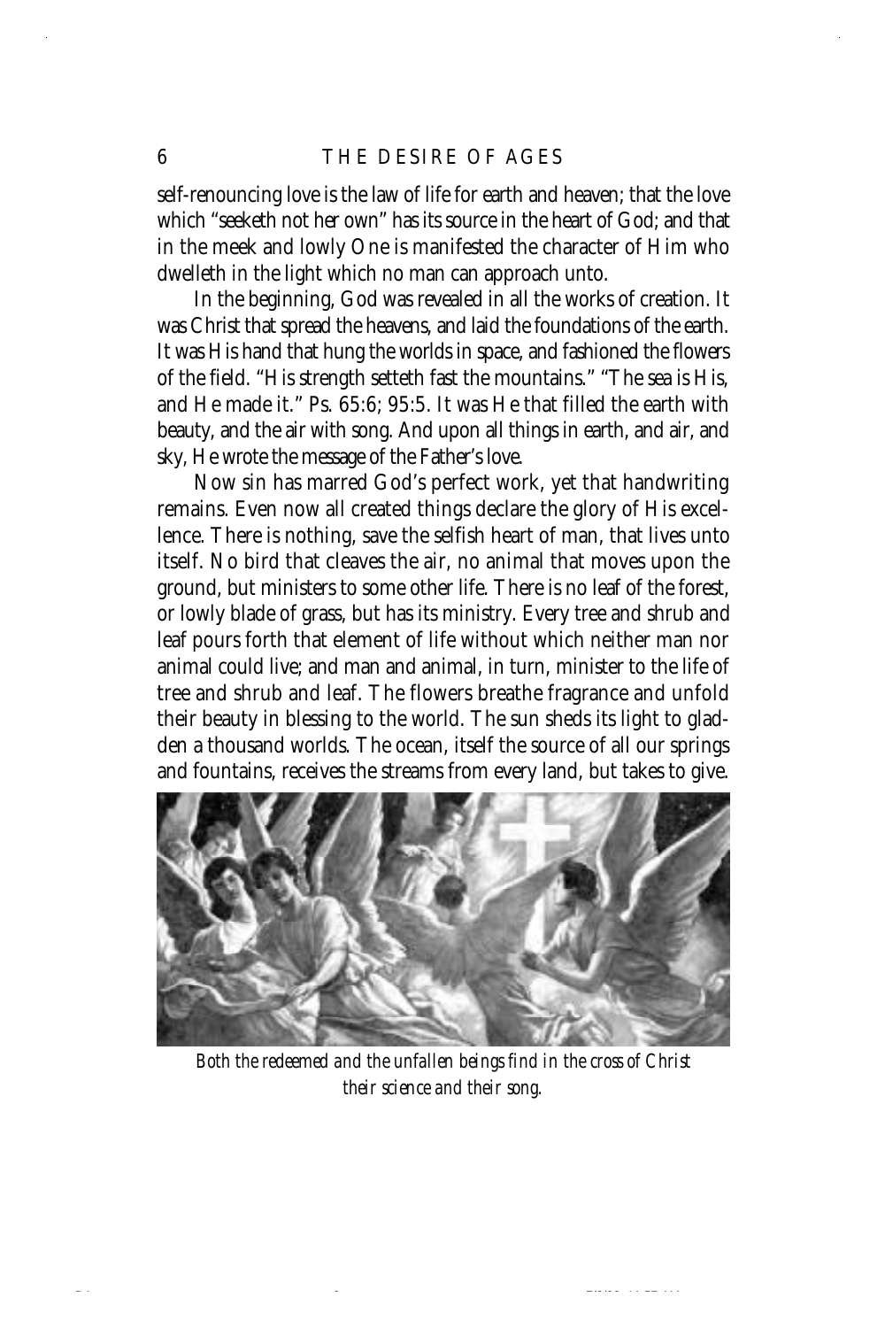self-renouncing love is the law of life for earth and heaven; that the love which "seeketh not her own" has its source in the heart of God; and that in the meek and lowly One is manifested the character of Him who dwelleth in the light which no man can approach unto.

In the beginning, God was revealed in all the works of creation. It was Christ that spread the heavens, and laid the foundations of the earth. It was His hand that hung the worlds in space, and fashioned the flowers of the field. "His strength setteth fast the mountains." "The sea is His, and He made it." Ps. 65:6; 95:5. It was He that filled the earth with beauty, and the air with song. And upon all things in earth, and air, and sky, He wrote the message of the Father's love.

Now sin has marred God's perfect work, yet that handwriting remains. Even now all created things declare the glory of His excellence. There is nothing, save the selfish heart of man, that lives unto itself. No bird that cleaves the air, no animal that moves upon the ground, but ministers to some other life. There is no leaf of the forest, or lowly blade of grass, but has its ministry. Every tree and shrub and leaf pours forth that element of life without which neither man nor animal could live; and man and animal, in turn, minister to the life of tree and shrub and leaf. The flowers breathe fragrance and unfold their beauty in blessing to the world. The sun sheds its light to gladden a thousand worlds. The ocean, itself the source of all our springs and fountains, receives the streams from every land, but takes to give.

*Both the redeemed and the unfallen beings find in the cross of Christ their science and their song.*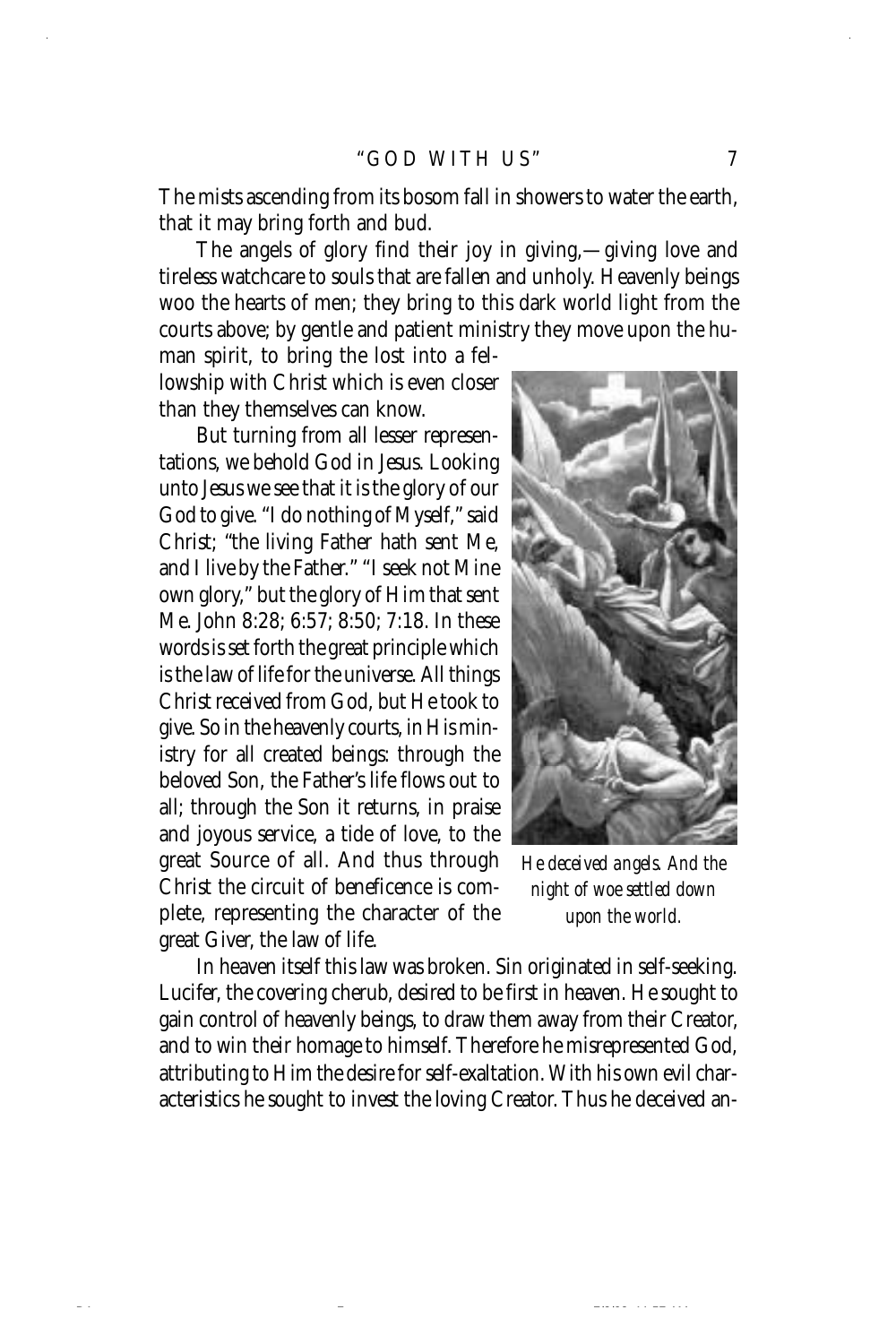The mists ascending from its bosom fall in showers to water the earth, that it may bring forth and bud.

The angels of glory find their joy in giving,—giving love and tireless watchcare to souls that are fallen and unholy. Heavenly beings woo the hearts of men; they bring to this dark world light from the courts above; by gentle and patient ministry they move upon the human spirit, to bring the lost into a fellowship with Christ which is even closer than they themselves can know.

But turning from all lesser representations, we behold God in Jesus. Looking unto Jesus we see that it is the glory of our God to give. "I do nothing of Myself," said Christ; "the living Father hath sent Me, and I live by the Father." "I seek not Mine own glory," but the glory of Him that sent Me. John 8:28; 6:57; 8:50; 7:18. In these words is set forth the great principle which is the law of life for the universe. All things Christ received from God, but He took to give. So in the heavenly courts, in His ministry for all created beings: through the beloved Son, the Father's life flows out to all; through the Son it returns, in praise and joyous service, a tide of love, to the great Source of all. And thus through Christ the circuit of beneficence is complete, representing the character of the great Giver, the law of life.

*He deceived angels. And the night of woe settled down upon the world.*

In heaven itself this law was broken. Sin originated in self-seeking. Lucifer, the covering cherub, desired to be first in heaven. He sought to gain control of heavenly beings, to draw them away from their Creator, and to win their homage to himself. Therefore he misrepresented God, attributing to Him the desire for self-exaltation. With his own evil characteristics he sought to invest the loving Creator. Thus he deceived an-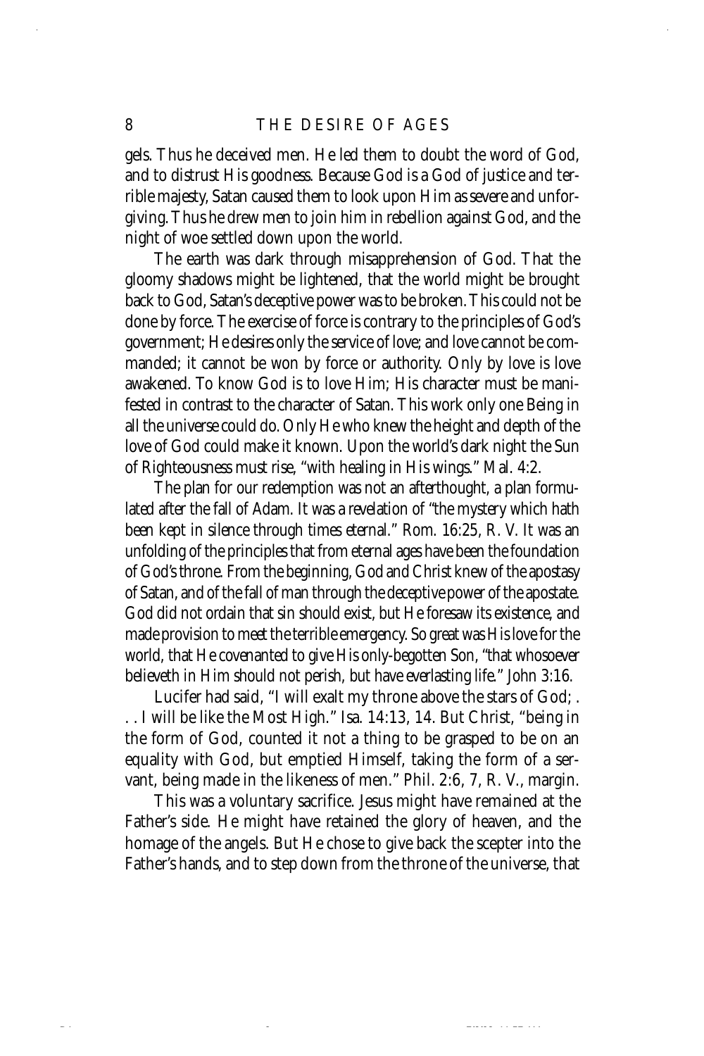gels. Thus he deceived men. He led them to doubt the word of God, and to distrust His goodness. Because God is a God of justice and terrible majesty, Satan caused them to look upon Him as severe and unforgiving. Thus he drew men to join him in rebellion against God, and the night of woe settled down upon the world.

The earth was dark through misapprehension of God. That the gloomy shadows might be lightened, that the world might be brought back to God, Satan's deceptive power was to be broken. This could not be done by force. The exercise of force is contrary to the principles of God's government; He desires only the service of love; and love cannot be commanded; it cannot be won by force or authority. Only by love is love awakened. To know God is to love Him; His character must be manifested in contrast to the character of Satan. This work only one Being in all the universe could do. Only He who knew the height and depth of the love of God could make it known. Upon the world's dark night the Sun of Righteousness must rise, "with healing in His wings." Mal. 4:2.

The plan for our redemption was not an afterthought, a plan formulated after the fall of Adam. It was a revelation of "the mystery which hath been kept in silence through times eternal." Rom. 16:25, R. V. It was an unfolding of the principles that from eternal ages have been the foundation of God's throne. From the beginning, God and Christ knew of the apostasy of Satan, and of the fall of man through the deceptive power of the apostate. God did not ordain that sin should exist, but He foresaw its existence, and made provision to meet the terrible emergency. So great was His love for the world, that He covenanted to give His only-begotten Son, "that whosoever believeth in Him should not perish, but have everlasting life." John 3:16.

Lucifer had said, "I will exalt my throne above the stars of God; . . . I will be like the Most High." Isa. 14:13, 14. But Christ, "being in the form of God, counted it not a thing to be grasped to be on an equality with God, but emptied Himself, taking the form of a servant, being made in the likeness of men." Phil. 2:6, 7, R. V., margin.

This was a voluntary sacrifice. Jesus might have remained at the Father's side. He might have retained the glory of heaven, and the homage of the angels. But He chose to give back the scepter into the Father's hands, and to step down from the throne of the universe, that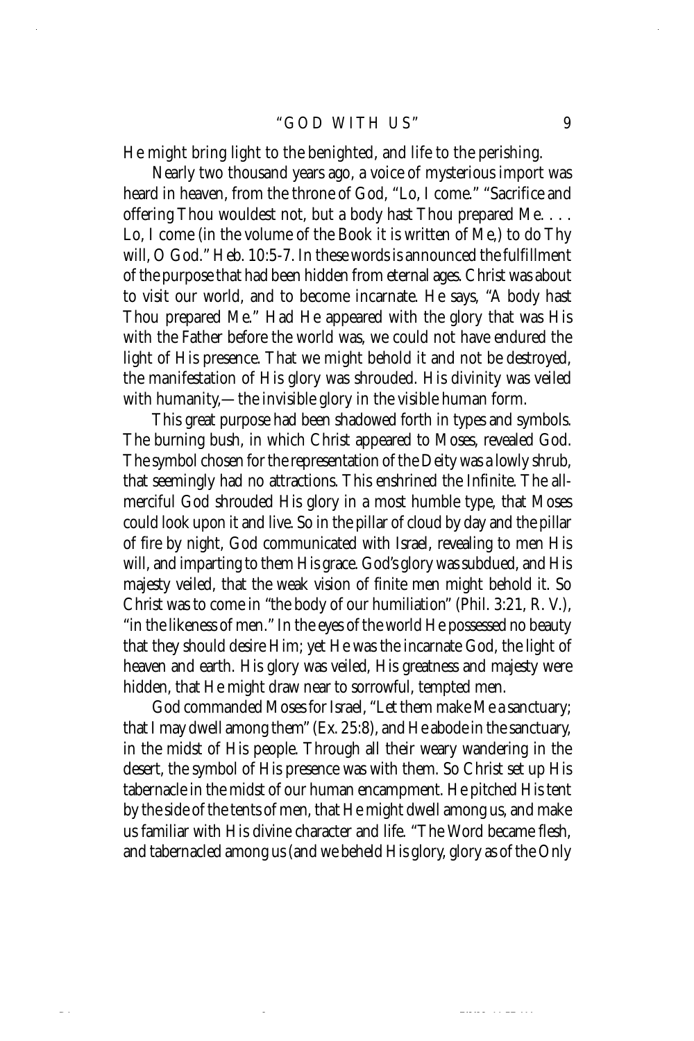He might bring light to the benighted, and life to the perishing.

Nearly two thousand years ago, a voice of mysterious import was heard in heaven, from the throne of God, "Lo, I come." "Sacrifice and offering Thou wouldest not, but a body hast Thou prepared Me. . . . Lo, I come (in the volume of the Book it is written of Me,) to do Thy will, O God." Heb. 10:5-7. In these words is announced the fulfillment of the purpose that had been hidden from eternal ages. Christ was about to visit our world, and to become incarnate. He says, "A body hast Thou prepared Me." Had He appeared with the glory that was His with the Father before the world was, we could not have endured the light of His presence. That we might behold it and not be destroyed, the manifestation of His glory was shrouded. His divinity was veiled with humanity,—the invisible glory in the visible human form.

This great purpose had been shadowed forth in types and symbols. The burning bush, in which Christ appeared to Moses, revealed God. The symbol chosen for the representation of the Deity was a lowly shrub, that seemingly had no attractions. This enshrined the Infinite. The all-merciful God shrouded His glory in a most humble type, that Moses could look upon it and live. So in the pillar of cloud by day and the pillar of fire by night, God communicated with Israel, revealing to men His will, and imparting to them His grace. God's glory was subdued, and His majesty veiled, that the weak vision of finite men might behold it. So Christ was to come in "the body of our humiliation" (Phil. 3:21, R. V.), "in the likeness of men." In the eyes of the world He possessed no beauty that they should desire Him; yet He was the incarnate God, the light of heaven and earth. His glory was veiled, His greatness and majesty were hidden, that He might draw near to sorrowful, tempted men.

God commanded Moses for Israel, "Let them make Me a sanctuary; that I may dwell among them" (Ex. 25:8), and He abode in the sanctuary, in the midst of His people. Through all their weary wandering in the desert, the symbol of His presence was with them. So Christ set up His tabernacle in the midst of our human encampment. He pitched His tent by the side of the tents of men, that He might dwell among us, and make us familiar with His divine character and life. "The Word became flesh, and tabernacled among us (and we beheld His glory, glory as of the Only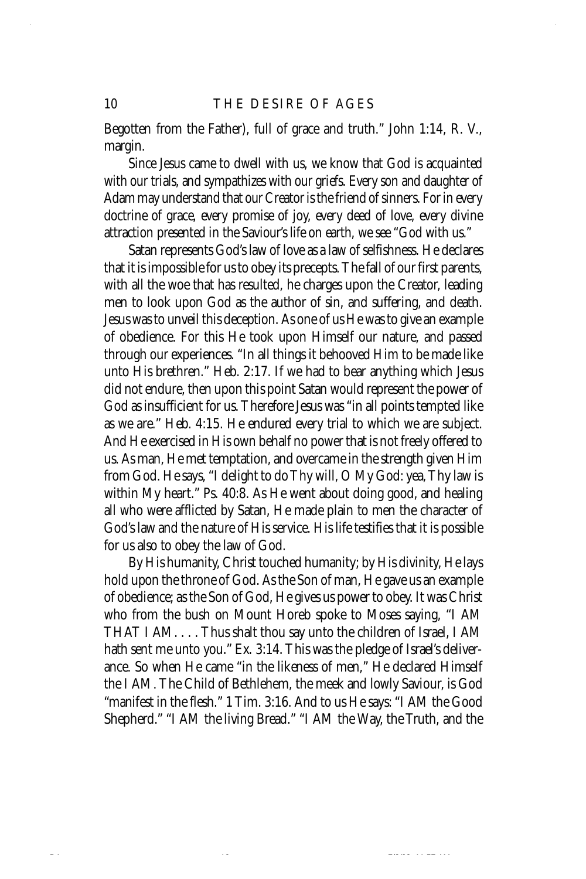Begotten from the Father), full of grace and truth." John 1:14, R. V., margin.

Since Jesus came to dwell with us, we know that God is acquainted with our trials, and sympathizes with our griefs. Every son and daughter of Adam may understand that our Creator is the friend of sinners. For in every doctrine of grace, every promise of joy, every deed of love, every divine attraction presented in the Saviour's life on earth, we see "God with us."

Satan represents God's law of love as a law of selfishness. He declares that it is impossible for us to obey its precepts. The fall of our first parents, with all the woe that has resulted, he charges upon the Creator, leading men to look upon God as the author of sin, and suffering, and death. Jesus was to unveil this deception. As one of us He was to give an example of obedience. For this He took upon Himself our nature, and passed through our experiences. "In all things it behooved Him to be made like unto His brethren." Heb. 2:17. If we had to bear anything which Jesus did not endure, then upon this point Satan would represent the power of God as insufficient for us. Therefore Jesus was "in all points tempted like as we are." Heb. 4:15. He endured every trial to which we are subject. And He exercised in His own behalf no power that is not freely offered to us. As man, He met temptation, and overcame in the strength given Him from God. He says, "I delight to do Thy will, O My God: yea, Thy law is within My heart." Ps. 40:8. As He went about doing good, and healing all who were afflicted by Satan, He made plain to men the character of God's law and the nature of His service. His life testifies that it is possible for us also to obey the law of God.

By His humanity, Christ touched humanity; by His divinity, He lays hold upon the throne of God. As the Son of man, He gave us an example of obedience; as the Son of God, He gives us power to obey. It was Christ who from the bush on Mount Horeb spoke to Moses saying, "I AM THAT I AM. . . . Thus shalt thou say unto the children of Israel, I AM hath sent me unto you." Ex. 3:14. This was the pledge of Israel's deliverance. So when He came "in the likeness of men," He declared Himself the I AM. The Child of Bethlehem, the meek and lowly Saviour, is God "manifest in the flesh." 1 Tim. 3:16. And to us He says: "I AM the Good Shepherd." "I AM the living Bread." "I AM the Way, the Truth, and the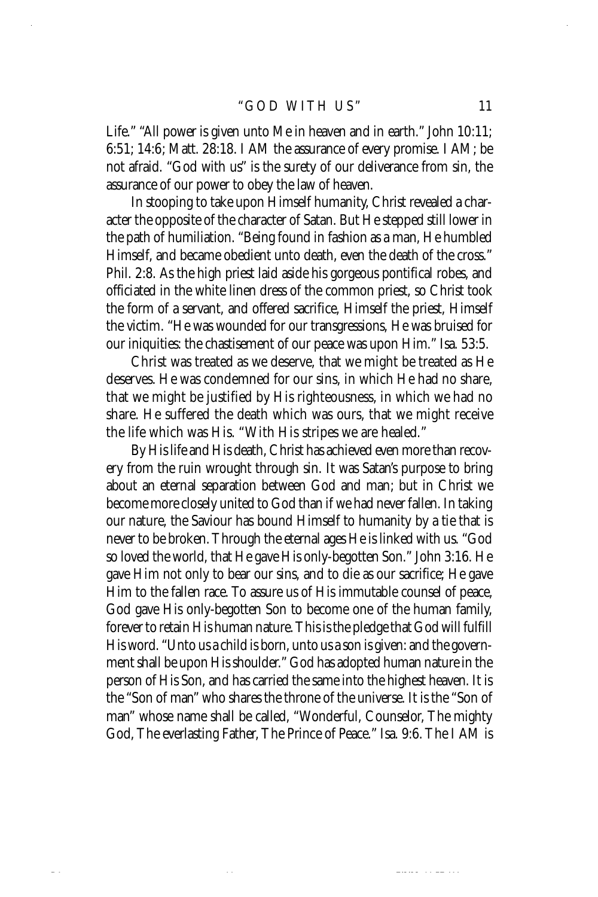Life." "All power is given unto Me in heaven and in earth." John 10:11; 6:51; 14:6; Matt. 28:18. I AM the assurance of every promise. I AM; be not afraid. "God with us" is the surety of our deliverance from sin, the assurance of our power to obey the law of heaven.

In stooping to take upon Himself humanity, Christ revealed a character the opposite of the character of Satan. But He stepped still lower in the path of humiliation. "Being found in fashion as a man, He humbled Himself, and became obedient unto death, even the death of the cross." Phil. 2:8. As the high priest laid aside his gorgeous pontifical robes, and officiated in the white linen dress of the common priest, so Christ took the form of a servant, and offered sacrifice, Himself the priest, Himself the victim. "He was wounded for our transgressions, He was bruised for our iniquities: the chastisement of our peace was upon Him." Isa. 53:5.

Christ was treated as we deserve, that we might be treated as He deserves. He was condemned for our sins, in which He had no share, that we might be justified by His righteousness, in which we had no share. He suffered the death which was ours, that we might receive the life which was His. "With His stripes we are healed."

By His life and His death, Christ has achieved even more than recovery from the ruin wrought through sin. It was Satan's purpose to bring about an eternal separation between God and man; but in Christ we become more closely united to God than if we had never fallen. In taking our nature, the Saviour has bound Himself to humanity by a tie that is never to be broken. Through the eternal ages He is linked with us. "God so loved the world, that He gave His only-begotten Son." John 3:16. He gave Him not only to bear our sins, and to die as our sacrifice; He gave Him to the fallen race. To assure us of His immutable counsel of peace, God gave His only-begotten Son to become one of the human family, forever to retain His human nature. This is the pledge that God will fulfill His word. "Unto us a child is born, unto us a son is given: and the government shall be upon His shoulder." God has adopted human nature in the person of His Son, and has carried the same into the highest heaven. It is the "Son of man" who shares the throne of the universe. It is the "Son of man" whose name shall be called, "Wonderful, Counselor, The mighty God, The everlasting Father, The Prince of Peace." Isa. 9:6. The I AM is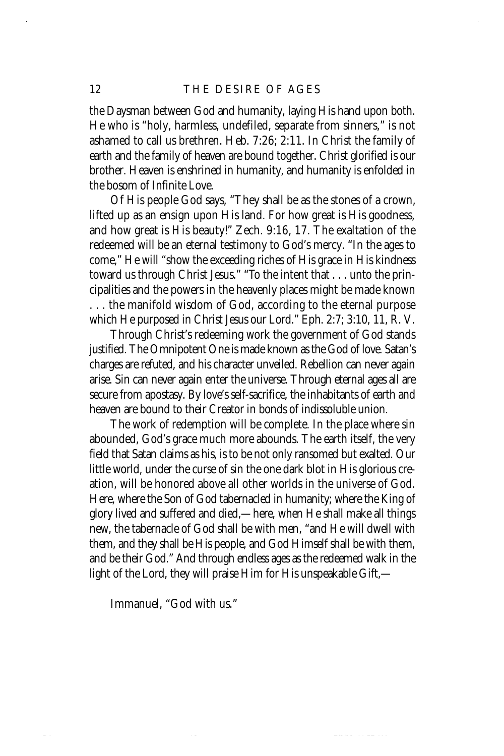the Daysman between God and humanity, laying His hand upon both. He who is "holy, harmless, undefiled, separate from sinners," is not ashamed to call us brethren. Heb. 7:26; 2:11. In Christ the family of earth and the family of heaven are bound together. Christ glorified is our brother. Heaven is enshrined in humanity, and humanity is enfolded in the bosom of Infinite Love.

Of His people God says, "They shall be as the stones of a crown, lifted up as an ensign upon His land. For how great is His goodness, and how great is His beauty!" Zech. 9:16, 17. The exaltation of the redeemed will be an eternal testimony to God's mercy. "In the ages to come," He will "show the exceeding riches of His grace in His kindness toward us through Christ Jesus." "To the intent that . . . unto the principalities and the powers in the heavenly places might be made known . . . the manifold wisdom of God, according to the eternal purpose which He purposed in Christ Jesus our Lord." Eph. 2:7; 3:10, 11, R. V.

Through Christ's redeeming work the government of God stands justified. The Omnipotent One is made known as the God of love. Satan's charges are refuted, and his character unveiled. Rebellion can never again arise. Sin can never again enter the universe. Through eternal ages all are secure from apostasy. By love's self-sacrifice, the inhabitants of earth and heaven are bound to their Creator in bonds of indissoluble union.

The work of redemption will be complete. In the place where sin abounded, God's grace much more abounds. The earth itself, the very field that Satan claims as his, is to be not only ransomed but exalted. Our little world, under the curse of sin the one dark blot in His glorious creation, will be honored above all other worlds in the universe of God. Here, where the Son of God tabernacled in humanity; where the King of glory lived and suffered and died,—here, when He shall make all things new, the tabernacle of God shall be with men, "and He will dwell with them, and they shall be His people, and God Himself shall be with them, and be their God." And through endless ages as the redeemed walk in the light of the Lord, they will praise Him for His unspeakable Gift,—

Immanuel, "God with us."